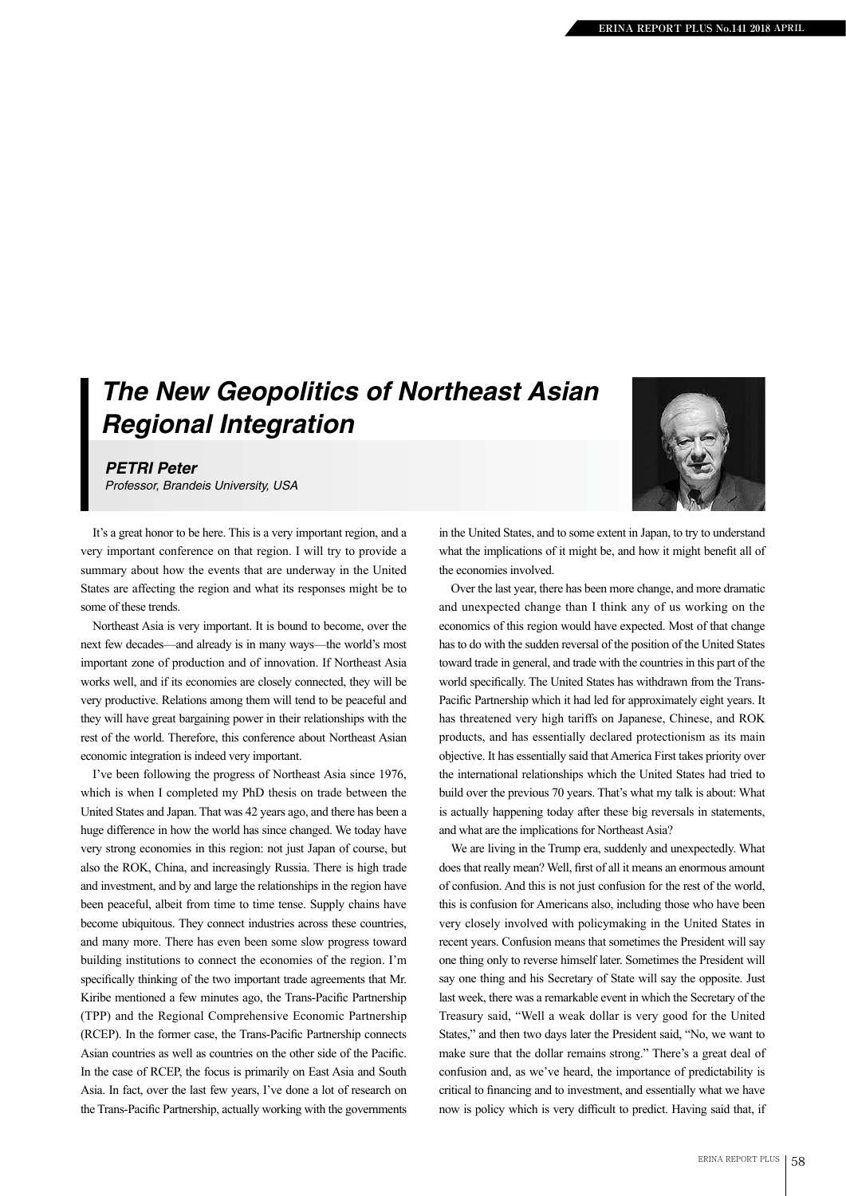# The New Geopolitics of Northeast Asian Regional Integration

***PETRI Peter***
*Professor, Brandeis University, USA*

It's a great honor to be here. This is a very important region, and a very important conference on that region. I will try to provide a summary about how the events that are underway in the United States are affecting the region and what its responses might be to some of these trends.

Northeast Asia is very important. It is bound to become, over the next few decades—and already is in many ways—the world's most important zone of production and of innovation. If Northeast Asia works well, and if its economies are closely connected, they will be very productive. Relations among them will tend to be peaceful and they will have great bargaining power in their relationships with the rest of the world. Therefore, this conference about Northeast Asian economic integration is indeed very important.

I've been following the progress of Northeast Asia since 1976, which is when I completed my PhD thesis on trade between the United States and Japan. That was 42 years ago, and there has been a huge difference in how the world has since changed. We today have very strong economies in this region: not just Japan of course, but also the ROK, China, and increasingly Russia. There is high trade and investment, and by and large the relationships in the region have been peaceful, albeit from time to time tense. Supply chains have become ubiquitous. They connect industries across these countries, and many more. There has even been some slow progress toward building institutions to connect the economies of the region. I'm specifically thinking of the two important trade agreements that Mr. Kiribe mentioned a few minutes ago, the Trans-Pacific Partnership (TPP) and the Regional Comprehensive Economic Partnership (RCEP). In the former case, the Trans-Pacific Partnership connects Asian countries as well as countries on the other side of the Pacific. In the case of RCEP, the focus is primarily on East Asia and South Asia. In fact, over the last few years, I've done a lot of research on the Trans-Pacific Partnership, actually working with the governments in the United States, and to some extent in Japan, to try to understand what the implications of it might be, and how it might benefit all of the economies involved.

Over the last year, there has been more change, and more dramatic and unexpected change than I think any of us working on the economics of this region would have expected. Most of that change has to do with the sudden reversal of the position of the United States toward trade in general, and trade with the countries in this part of the world specifically. The United States has withdrawn from the Trans-Pacific Partnership which it had led for approximately eight years. It has threatened very high tariffs on Japanese, Chinese, and ROK products, and has essentially declared protectionism as its main objective. It has essentially said that America First takes priority over the international relationships which the United States had tried to build over the previous 70 years. That's what my talk is about: What is actually happening today after these big reversals in statements, and what are the implications for Northeast Asia?

We are living in the Trump era, suddenly and unexpectedly. What does that really mean? Well, first of all it means an enormous amount of confusion. And this is not just confusion for the rest of the world, this is confusion for Americans also, including those who have been very closely involved with policymaking in the United States in recent years. Confusion means that sometimes the President will say one thing only to reverse himself later. Sometimes the President will say one thing and his Secretary of State will say the opposite. Just last week, there was a remarkable event in which the Secretary of the Treasury said, "Well a weak dollar is very good for the United States," and then two days later the President said, "No, we want to make sure that the dollar remains strong." There's a great deal of confusion and, as we've heard, the importance of predictability is critical to financing and to investment, and essentially what we have now is policy which is very difficult to predict. Having said that, if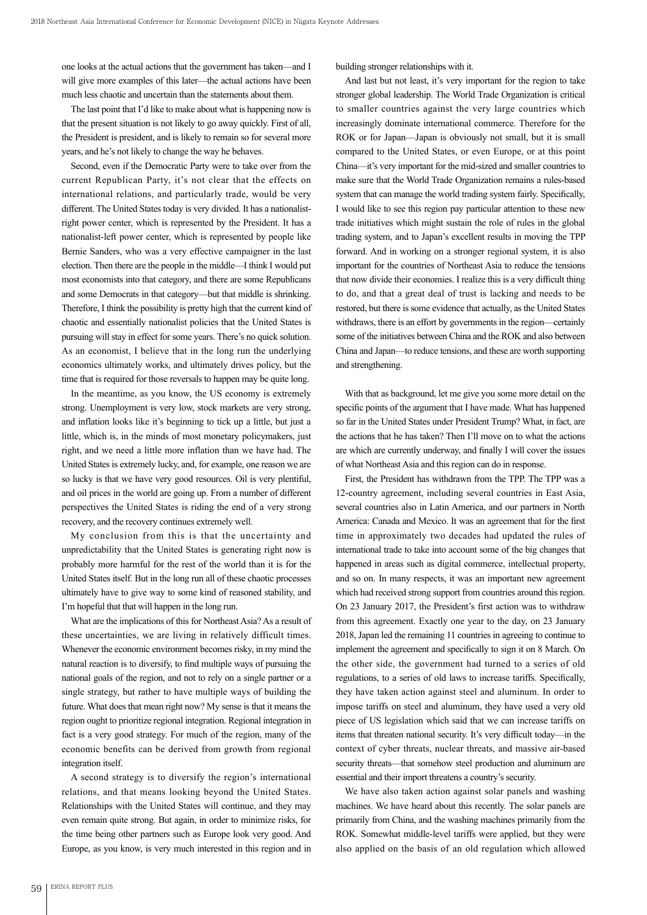one looks at the actual actions that the government has taken—and I will give more examples of this later—the actual actions have been much less chaotic and uncertain than the statements about them.

The last point that I'd like to make about what is happening now is that the present situation is not likely to go away quickly. First of all, the President is president, and is likely to remain so for several more years, and he's not likely to change the way he behaves.

Second, even if the Democratic Party were to take over from the current Republican Party, it's not clear that the effects on international relations, and particularly trade, would be very different. The United States today is very divided. It has a nationalist-right power center, which is represented by the President. It has a nationalist-left power center, which is represented by people like Bernie Sanders, who was a very effective campaigner in the last election. Then there are the people in the middle—I think I would put most economists into that category, and there are some Republicans and some Democrats in that category—but that middle is shrinking. Therefore, I think the possibility is pretty high that the current kind of chaotic and essentially nationalist policies that the United States is pursuing will stay in effect for some years. There's no quick solution. As an economist, I believe that in the long run the underlying economics ultimately works, and ultimately drives policy, but the time that is required for those reversals to happen may be quite long.

In the meantime, as you know, the US economy is extremely strong. Unemployment is very low, stock markets are very strong, and inflation looks like it's beginning to tick up a little, but just a little, which is, in the minds of most monetary policymakers, just right, and we need a little more inflation than we have had. The United States is extremely lucky, and, for example, one reason we are so lucky is that we have very good resources. Oil is very plentiful, and oil prices in the world are going up. From a number of different perspectives the United States is riding the end of a very strong recovery, and the recovery continues extremely well.

My conclusion from this is that the uncertainty and unpredictability that the United States is generating right now is probably more harmful for the rest of the world than it is for the United States itself. But in the long run all of these chaotic processes ultimately have to give way to some kind of reasoned stability, and I'm hopeful that that will happen in the long run.

What are the implications of this for Northeast Asia? As a result of these uncertainties, we are living in relatively difficult times. Whenever the economic environment becomes risky, in my mind the natural reaction is to diversify, to find multiple ways of pursuing the national goals of the region, and not to rely on a single partner or a single strategy, but rather to have multiple ways of building the future. What does that mean right now? My sense is that it means the region ought to prioritize regional integration. Regional integration in fact is a very good strategy. For much of the region, many of the economic benefits can be derived from growth from regional integration itself.

A second strategy is to diversify the region's international relations, and that means looking beyond the United States. Relationships with the United States will continue, and they may even remain quite strong. But again, in order to minimize risks, for the time being other partners such as Europe look very good. And Europe, as you know, is very much interested in this region and in building stronger relationships with it.

And last but not least, it's very important for the region to take stronger global leadership. The World Trade Organization is critical to smaller countries against the very large countries which increasingly dominate international commerce. Therefore for the ROK or for Japan—Japan is obviously not small, but it is small compared to the United States, or even Europe, or at this point China—it's very important for the mid-sized and smaller countries to make sure that the World Trade Organization remains a rules-based system that can manage the world trading system fairly. Specifically, I would like to see this region pay particular attention to these new trade initiatives which might sustain the role of rules in the global trading system, and to Japan's excellent results in moving the TPP forward. And in working on a stronger regional system, it is also important for the countries of Northeast Asia to reduce the tensions that now divide their economies. I realize this is a very difficult thing to do, and that a great deal of trust is lacking and needs to be restored, but there is some evidence that actually, as the United States withdraws, there is an effort by governments in the region—certainly some of the initiatives between China and the ROK and also between China and Japan—to reduce tensions, and these are worth supporting and strengthening.

With that as background, let me give you some more detail on the specific points of the argument that I have made. What has happened so far in the United States under President Trump? What, in fact, are the actions that he has taken? Then I'll move on to what the actions are which are currently underway, and finally I will cover the issues of what Northeast Asia and this region can do in response.

First, the President has withdrawn from the TPP. The TPP was a 12-country agreement, including several countries in East Asia, several countries also in Latin America, and our partners in North America: Canada and Mexico. It was an agreement that for the first time in approximately two decades had updated the rules of international trade to take into account some of the big changes that happened in areas such as digital commerce, intellectual property, and so on. In many respects, it was an important new agreement which had received strong support from countries around this region. On 23 January 2017, the President's first action was to withdraw from this agreement. Exactly one year to the day, on 23 January 2018, Japan led the remaining 11 countries in agreeing to continue to implement the agreement and specifically to sign it on 8 March. On the other side, the government had turned to a series of old regulations, to a series of old laws to increase tariffs. Specifically, they have taken action against steel and aluminum. In order to impose tariffs on steel and aluminum, they have used a very old piece of US legislation which said that we can increase tariffs on items that threaten national security. It's very difficult today—in the context of cyber threats, nuclear threats, and massive air-based security threats—that somehow steel production and aluminum are essential and their import threatens a country's security.

We have also taken action against solar panels and washing machines. We have heard about this recently. The solar panels are primarily from China, and the washing machines primarily from the ROK. Somewhat middle-level tariffs were applied, but they were also applied on the basis of an old regulation which allowed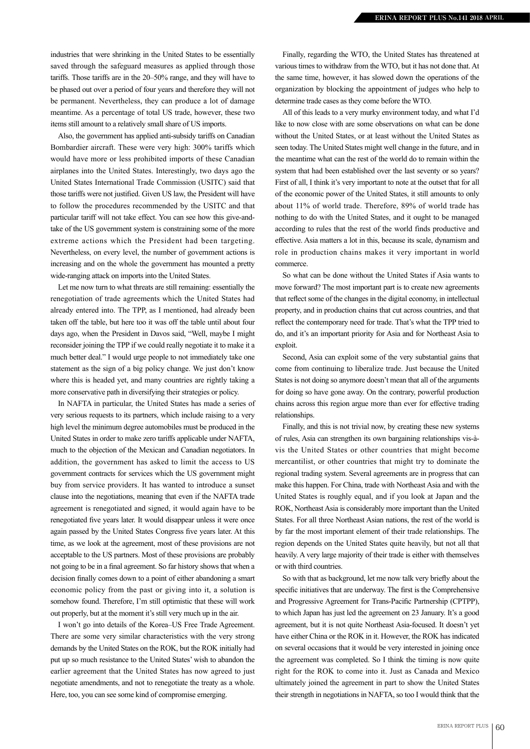industries that were shrinking in the United States to be essentially saved through the safeguard measures as applied through those tariffs. Those tariffs are in the 20–50% range, and they will have to be phased out over a period of four years and therefore they will not be permanent. Nevertheless, they can produce a lot of damage meantime. As a percentage of total US trade, however, these two items still amount to a relatively small share of US imports.

Also, the government has applied anti-subsidy tariffs on Canadian Bombardier aircraft. These were very high: 300% tariffs which would have more or less prohibited imports of these Canadian airplanes into the United States. Interestingly, two days ago the United States International Trade Commission (USITC) said that those tariffs were not justified. Given US law, the President will have to follow the procedures recommended by the USITC and that particular tariff will not take effect. You can see how this give-and-take of the US government system is constraining some of the more extreme actions which the President had been targeting. Nevertheless, on every level, the number of government actions is increasing and on the whole the government has mounted a pretty wide-ranging attack on imports into the United States.

Let me now turn to what threats are still remaining: essentially the renegotiation of trade agreements which the United States had already entered into. The TPP, as I mentioned, had already been taken off the table, but here too it was off the table until about four days ago, when the President in Davos said, "Well, maybe I might reconsider joining the TPP if we could really negotiate it to make it a much better deal." I would urge people to not immediately take one statement as the sign of a big policy change. We just don't know where this is headed yet, and many countries are rightly taking a more conservative path in diversifying their strategies or policy.

In NAFTA in particular, the United States has made a series of very serious requests to its partners, which include raising to a very high level the minimum degree automobiles must be produced in the United States in order to make zero tariffs applicable under NAFTA, much to the objection of the Mexican and Canadian negotiators. In addition, the government has asked to limit the access to US government contracts for services which the US government might buy from service providers. It has wanted to introduce a sunset clause into the negotiations, meaning that even if the NAFTA trade agreement is renegotiated and signed, it would again have to be renegotiated five years later. It would disappear unless it were once again passed by the United States Congress five years later. At this time, as we look at the agreement, most of these provisions are not acceptable to the US partners. Most of these provisions are probably not going to be in a final agreement. So far history shows that when a decision finally comes down to a point of either abandoning a smart economic policy from the past or giving into it, a solution is somehow found. Therefore, I'm still optimistic that these will work out properly, but at the moment it's still very much up in the air.

I won't go into details of the Korea–US Free Trade Agreement. There are some very similar characteristics with the very strong demands by the United States on the ROK, but the ROK initially had put up so much resistance to the United States' wish to abandon the earlier agreement that the United States has now agreed to just negotiate amendments, and not to renegotiate the treaty as a whole. Here, too, you can see some kind of compromise emerging.

Finally, regarding the WTO, the United States has threatened at various times to withdraw from the WTO, but it has not done that. At the same time, however, it has slowed down the operations of the organization by blocking the appointment of judges who help to determine trade cases as they come before the WTO.

All of this leads to a very murky environment today, and what I'd like to now close with are some observations on what can be done without the United States, or at least without the United States as seen today. The United States might well change in the future, and in the meantime what can the rest of the world do to remain within the system that had been established over the last seventy or so years? First of all, I think it's very important to note at the outset that for all of the economic power of the United States, it still amounts to only about 11% of world trade. Therefore, 89% of world trade has nothing to do with the United States, and it ought to be managed according to rules that the rest of the world finds productive and effective. Asia matters a lot in this, because its scale, dynamism and role in production chains makes it very important in world commerce.

So what can be done without the United States if Asia wants to move forward? The most important part is to create new agreements that reflect some of the changes in the digital economy, in intellectual property, and in production chains that cut across countries, and that reflect the contemporary need for trade. That's what the TPP tried to do, and it's an important priority for Asia and for Northeast Asia to exploit.

Second, Asia can exploit some of the very substantial gains that come from continuing to liberalize trade. Just because the United States is not doing so anymore doesn't mean that all of the arguments for doing so have gone away. On the contrary, powerful production chains across this region argue more than ever for effective trading relationships.

Finally, and this is not trivial now, by creating these new systems of rules, Asia can strengthen its own bargaining relationships vis-à-vis the United States or other countries that might become mercantilist, or other countries that might try to dominate the regional trading system. Several agreements are in progress that can make this happen. For China, trade with Northeast Asia and with the United States is roughly equal, and if you look at Japan and the ROK, Northeast Asia is considerably more important than the United States. For all three Northeast Asian nations, the rest of the world is by far the most important element of their trade relationships. The region depends on the United States quite heavily, but not all that heavily. A very large majority of their trade is either with themselves or with third countries.

So with that as background, let me now talk very briefly about the specific initiatives that are underway. The first is the Comprehensive and Progressive Agreement for Trans-Pacific Partnership (CPTPP), to which Japan has just led the agreement on 23 January. It's a good agreement, but it is not quite Northeast Asia-focused. It doesn't yet have either China or the ROK in it. However, the ROK has indicated on several occasions that it would be very interested in joining once the agreement was completed. So I think the timing is now quite right for the ROK to come into it. Just as Canada and Mexico ultimately joined the agreement in part to show the United States their strength in negotiations in NAFTA, so too I would think that the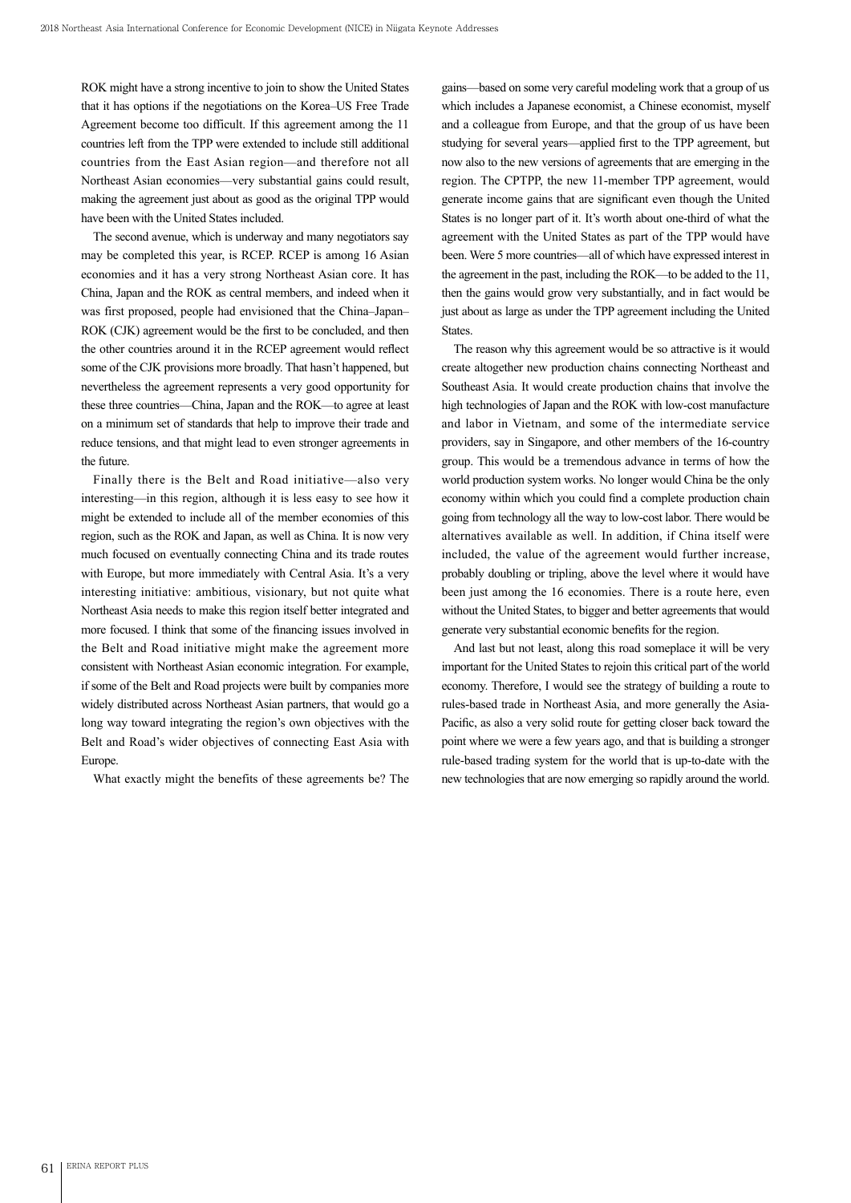ROK might have a strong incentive to join to show the United States that it has options if the negotiations on the Korea–US Free Trade Agreement become too difficult. If this agreement among the 11 countries left from the TPP were extended to include still additional countries from the East Asian region—and therefore not all Northeast Asian economies—very substantial gains could result, making the agreement just about as good as the original TPP would have been with the United States included.

The second avenue, which is underway and many negotiators say may be completed this year, is RCEP. RCEP is among 16 Asian economies and it has a very strong Northeast Asian core. It has China, Japan and the ROK as central members, and indeed when it was first proposed, people had envisioned that the China–Japan–ROK (CJK) agreement would be the first to be concluded, and then the other countries around it in the RCEP agreement would reflect some of the CJK provisions more broadly. That hasn't happened, but nevertheless the agreement represents a very good opportunity for these three countries—China, Japan and the ROK—to agree at least on a minimum set of standards that help to improve their trade and reduce tensions, and that might lead to even stronger agreements in the future.

Finally there is the Belt and Road initiative—also very interesting—in this region, although it is less easy to see how it might be extended to include all of the member economies of this region, such as the ROK and Japan, as well as China. It is now very much focused on eventually connecting China and its trade routes with Europe, but more immediately with Central Asia. It's a very interesting initiative: ambitious, visionary, but not quite what Northeast Asia needs to make this region itself better integrated and more focused. I think that some of the financing issues involved in the Belt and Road initiative might make the agreement more consistent with Northeast Asian economic integration. For example, if some of the Belt and Road projects were built by companies more widely distributed across Northeast Asian partners, that would go a long way toward integrating the region's own objectives with the Belt and Road's wider objectives of connecting East Asia with Europe.

What exactly might the benefits of these agreements be? The gains—based on some very careful modeling work that a group of us which includes a Japanese economist, a Chinese economist, myself and a colleague from Europe, and that the group of us have been studying for several years—applied first to the TPP agreement, but now also to the new versions of agreements that are emerging in the region. The CPTPP, the new 11-member TPP agreement, would generate income gains that are significant even though the United States is no longer part of it. It's worth about one-third of what the agreement with the United States as part of the TPP would have been. Were 5 more countries—all of which have expressed interest in the agreement in the past, including the ROK—to be added to the 11, then the gains would grow very substantially, and in fact would be just about as large as under the TPP agreement including the United States.

The reason why this agreement would be so attractive is it would create altogether new production chains connecting Northeast and Southeast Asia. It would create production chains that involve the high technologies of Japan and the ROK with low-cost manufacture and labor in Vietnam, and some of the intermediate service providers, say in Singapore, and other members of the 16-country group. This would be a tremendous advance in terms of how the world production system works. No longer would China be the only economy within which you could find a complete production chain going from technology all the way to low-cost labor. There would be alternatives available as well. In addition, if China itself were included, the value of the agreement would further increase, probably doubling or tripling, above the level where it would have been just among the 16 economies. There is a route here, even without the United States, to bigger and better agreements that would generate very substantial economic benefits for the region.

And last but not least, along this road someplace it will be very important for the United States to rejoin this critical part of the world economy. Therefore, I would see the strategy of building a route to rules-based trade in Northeast Asia, and more generally the Asia-Pacific, as also a very solid route for getting closer back toward the point where we were a few years ago, and that is building a stronger rule-based trading system for the world that is up-to-date with the new technologies that are now emerging so rapidly around the world.